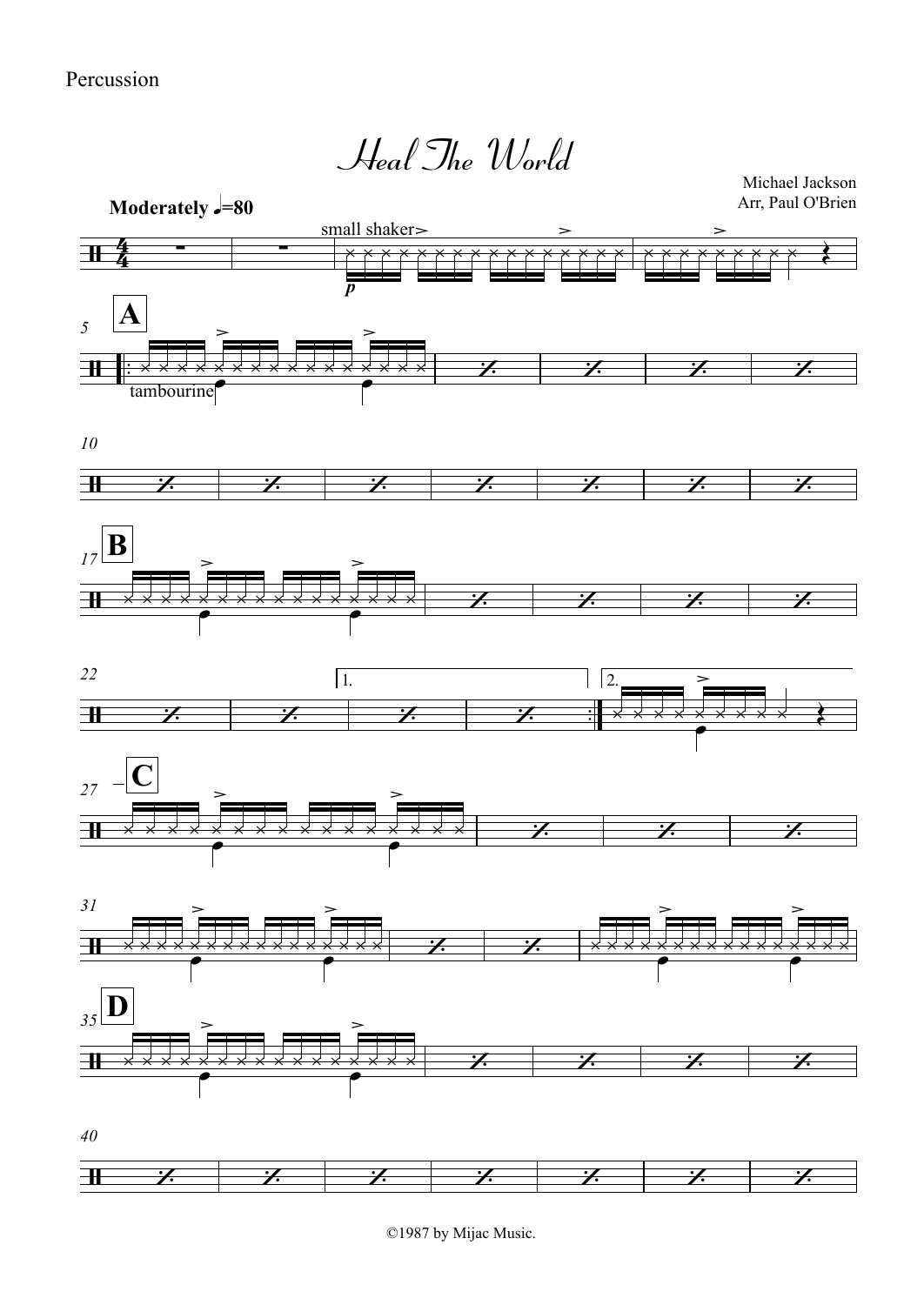Percussion

# Heal The World

Michael Jackson
Arr, Paul O'Brien

**Moderately** ♩=80

small shaker

*p*

**A**

tambourine

**B**

1.

2.

**C**

**D**

©1987 by Mijac Music.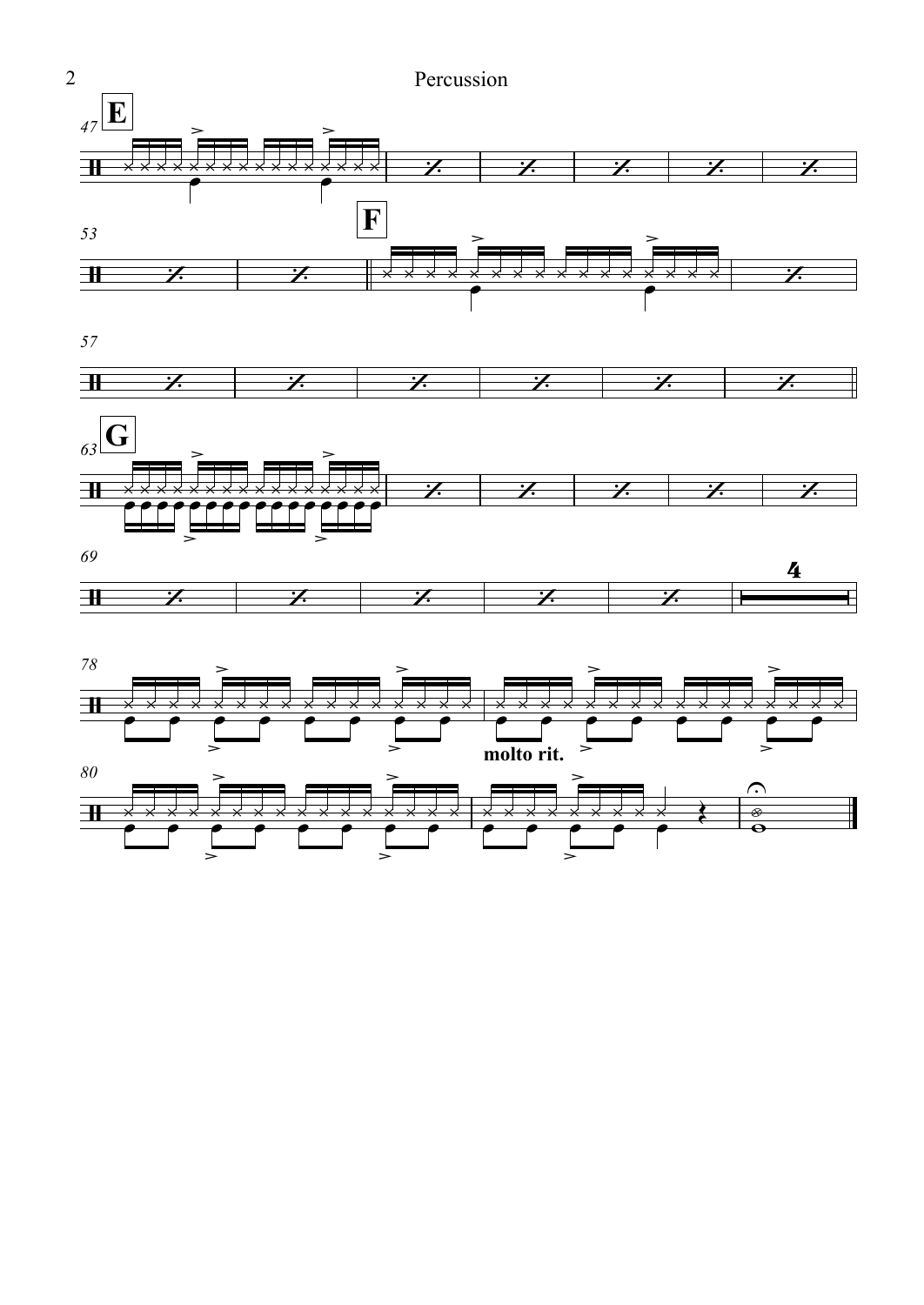Percussion

E

F

G

molto rit.